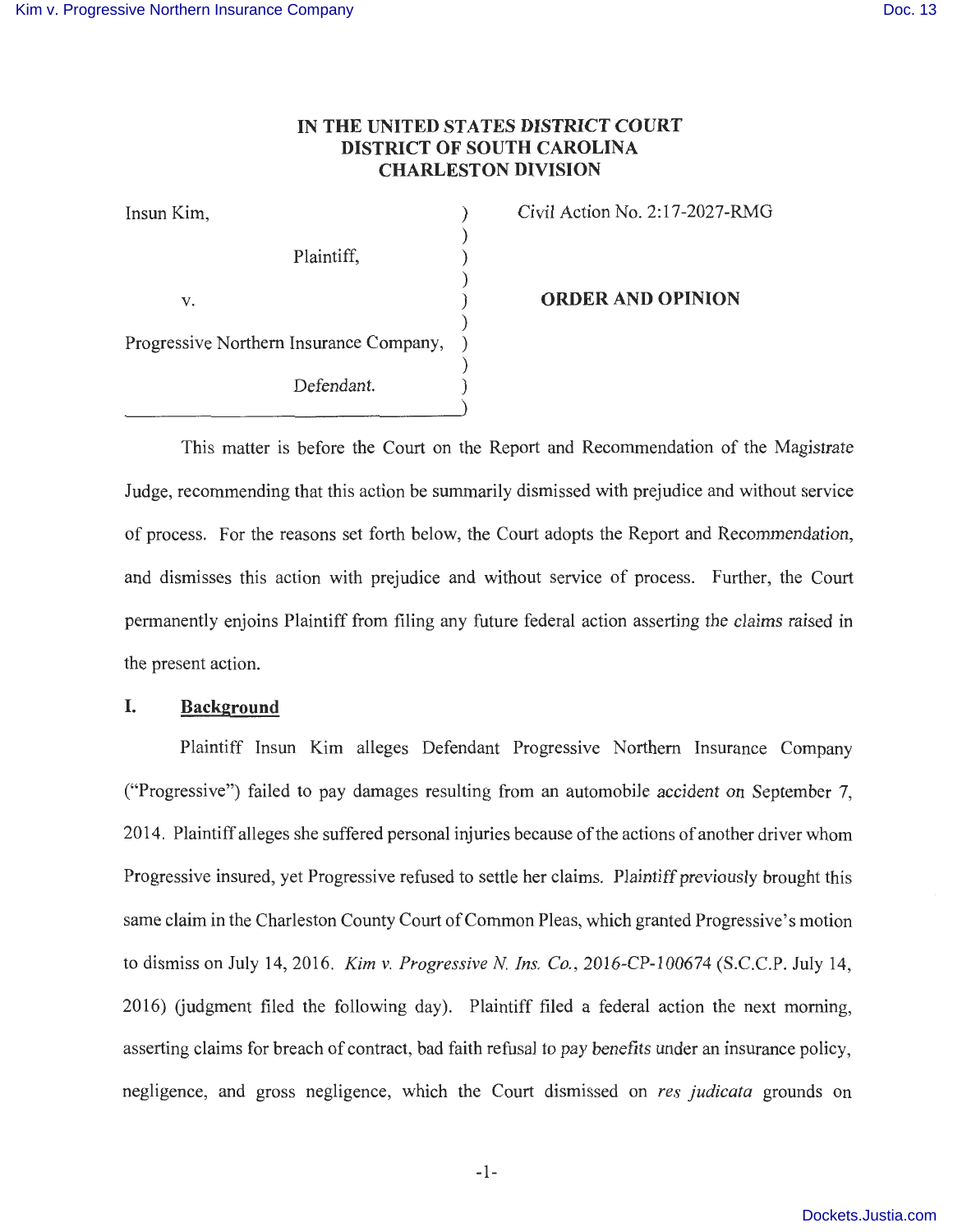**IN THE UNITED STATES DISTRICT COURT**
**DISTRICT OF SOUTH CAROLINA**
**CHARLESTON DIVISION**

| | |
|---|---|
| Insun Kim,<br><br>Plaintiff,<br><br>v.<br><br>Progressive Northern Insurance Company,<br><br>Defendant. | Civil Action No. 2:17-2027-RMG<br><br>**ORDER AND OPINION** |

This matter is before the Court on the Report and Recommendation of the Magistrate Judge, recommending that this action be summarily dismissed with prejudice and without service of process. For the reasons set forth below, the Court adopts the Report and Recommendation, and dismisses this action with prejudice and without service of process. Further, the Court permanently enjoins Plaintiff from filing any future federal action asserting the claims raised in the present action.

## I. Background

Plaintiff Insun Kim alleges Defendant Progressive Northern Insurance Company ("Progressive") failed to pay damages resulting from an automobile accident on September 7, 2014. Plaintiff alleges she suffered personal injuries because of the actions of another driver whom Progressive insured, yet Progressive refused to settle her claims. Plaintiff previously brought this same claim in the Charleston County Court of Common Pleas, which granted Progressive's motion to dismiss on July 14, 2016. *Kim v. Progressive N. Ins. Co.*, 2016-CP-100674 (S.C.C.P. July 14, 2016) (judgment filed the following day). Plaintiff filed a federal action the next morning, asserting claims for breach of contract, bad faith refusal to pay benefits under an insurance policy, negligence, and gross negligence, which the Court dismissed on *res judicata* grounds on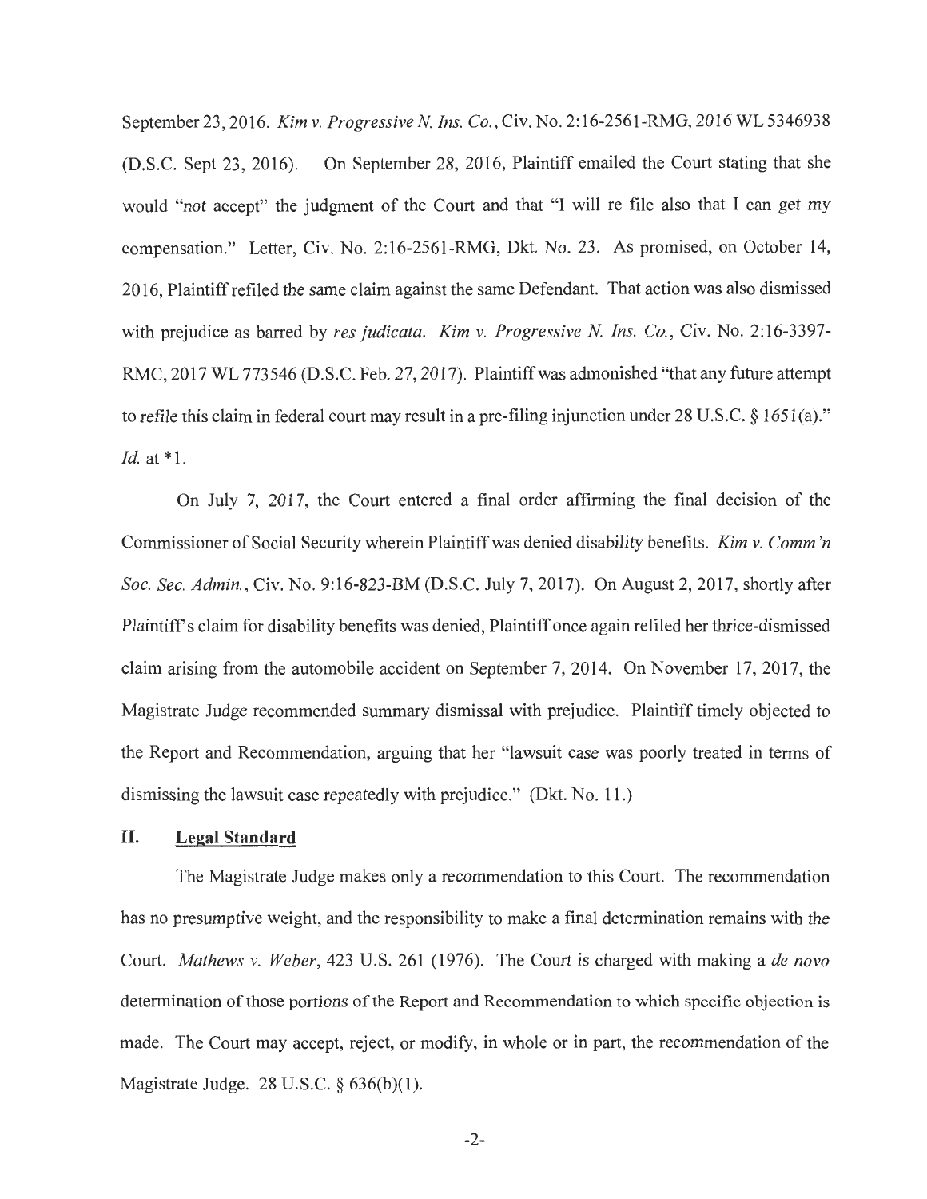September 23, 2016. *Kim v. Progressive N. Ins. Co.*, Civ. No. 2:16-2561-RMG, 2016 WL 5346938 (D.S.C. Sept 23, 2016). On September 28, 2016, Plaintiff emailed the Court stating that she would "not accept" the judgment of the Court and that "I will re file also that I can get my compensation." Letter, Civ. No. 2:16-2561-RMG, Dkt. No. 23. As promised, on October 14, 2016, Plaintiff refiled the same claim against the same Defendant. That action was also dismissed with prejudice as barred by *res judicata*. *Kim v. Progressive N. Ins. Co.*, Civ. No. 2:16-3397-RMC, 2017 WL 773546 (D.S.C. Feb. 27, 2017). Plaintiff was admonished "that any future attempt to refile this claim in federal court may result in a pre-filing injunction under 28 U.S.C. § 1651(a)." *Id.* at *1.

On July 7, 2017, the Court entered a final order affirming the final decision of the Commissioner of Social Security wherein Plaintiff was denied disability benefits. *Kim v. Comm'n Soc. Sec. Admin.*, Civ. No. 9:16-823-BM (D.S.C. July 7, 2017). On August 2, 2017, shortly after Plaintiff's claim for disability benefits was denied, Plaintiff once again refiled her thrice-dismissed claim arising from the automobile accident on September 7, 2014. On November 17, 2017, the Magistrate Judge recommended summary dismissal with prejudice. Plaintiff timely objected to the Report and Recommendation, arguing that her "lawsuit case was poorly treated in terms of dismissing the lawsuit case repeatedly with prejudice." (Dkt. No. 11.)

## II. Legal Standard

The Magistrate Judge makes only a recommendation to this Court. The recommendation has no presumptive weight, and the responsibility to make a final determination remains with the Court. *Mathews v. Weber*, 423 U.S. 261 (1976). The Court is charged with making a *de novo* determination of those portions of the Report and Recommendation to which specific objection is made. The Court may accept, reject, or modify, in whole or in part, the recommendation of the Magistrate Judge. 28 U.S.C. § 636(b)(1).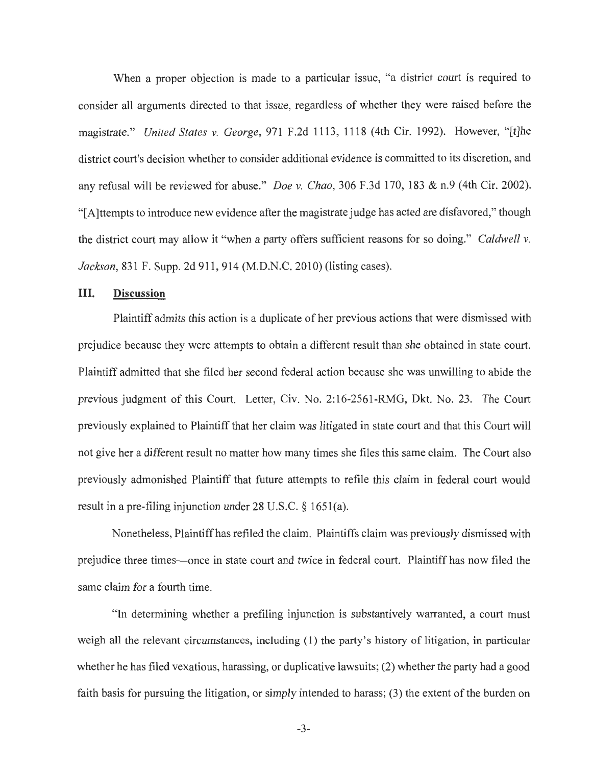When a proper objection is made to a particular issue, "a district court is required to consider all arguments directed to that issue, regardless of whether they were raised before the magistrate." *United States v. George*, 971 F.2d 1113, 1118 (4th Cir. 1992). However, "[t]he district court's decision whether to consider additional evidence is committed to its discretion, and any refusal will be reviewed for abuse." *Doe v. Chao*, 306 F.3d 170, 183 & n.9 (4th Cir. 2002). "[A]ttempts to introduce new evidence after the magistrate judge has acted are disfavored," though the district court may allow it "when a party offers sufficient reasons for so doing." *Caldwell v. Jackson*, 831 F. Supp. 2d 911, 914 (M.D.N.C. 2010) (listing cases).

## III. Discussion

Plaintiff admits this action is a duplicate of her previous actions that were dismissed with prejudice because they were attempts to obtain a different result than she obtained in state court. Plaintiff admitted that she filed her second federal action because she was unwilling to abide the previous judgment of this Court. Letter, Civ. No. 2:16-2561-RMG, Dkt. No. 23. The Court previously explained to Plaintiff that her claim was litigated in state court and that this Court will not give her a different result no matter how many times she files this same claim. The Court also previously admonished Plaintiff that future attempts to refile this claim in federal court would result in a pre-filing injunction under 28 U.S.C. § 1651(a).

Nonetheless, Plaintiff has refiled the claim. Plaintiffs claim was previously dismissed with prejudice three times—once in state court and twice in federal court. Plaintiff has now filed the same claim for a fourth time.

"In determining whether a prefiling injunction is substantively warranted, a court must weigh all the relevant circumstances, including (1) the party's history of litigation, in particular whether he has filed vexatious, harassing, or duplicative lawsuits; (2) whether the party had a good faith basis for pursuing the litigation, or simply intended to harass; (3) the extent of the burden on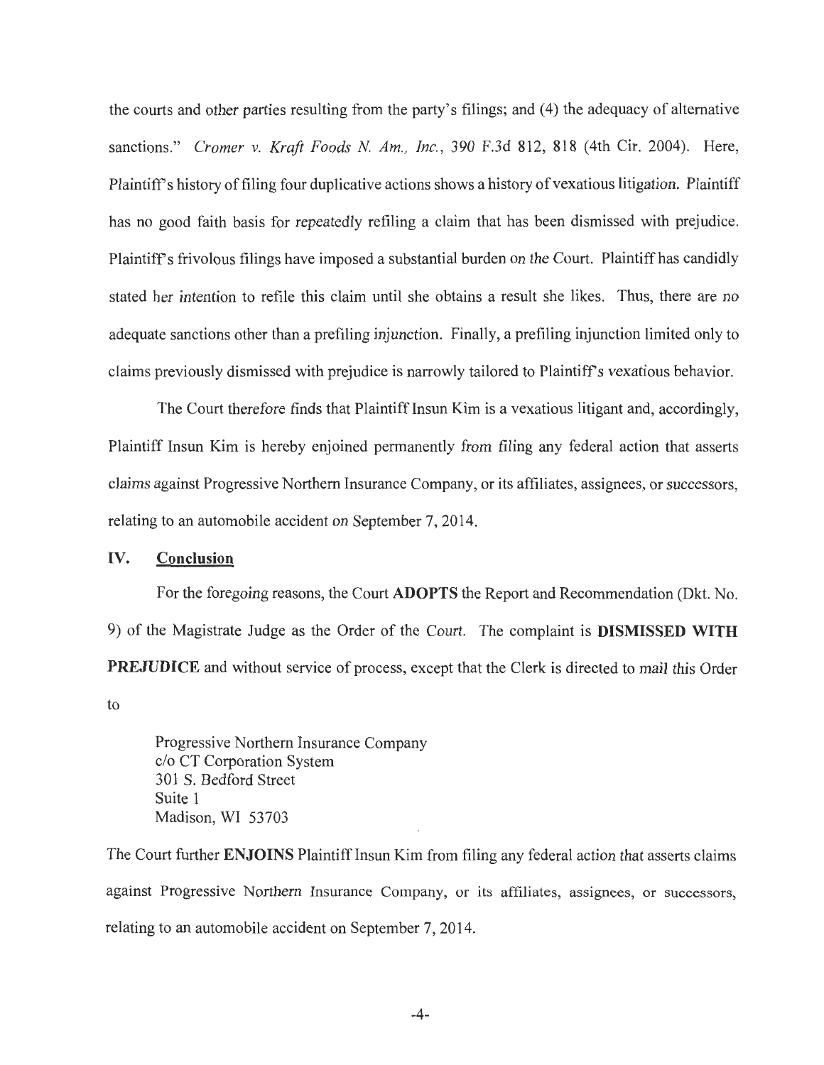the courts and other parties resulting from the party's filings; and (4) the adequacy of alternative sanctions." *Cromer v. Kraft Foods N. Am., Inc.*, 390 F.3d 812, 818 (4th Cir. 2004). Here, Plaintiff's history of filing four duplicative actions shows a history of vexatious litigation. Plaintiff has no good faith basis for repeatedly refiling a claim that has been dismissed with prejudice. Plaintiff's frivolous filings have imposed a substantial burden on the Court. Plaintiff has candidly stated her intention to refile this claim until she obtains a result she likes. Thus, there are no adequate sanctions other than a prefiling injunction. Finally, a prefiling injunction limited only to claims previously dismissed with prejudice is narrowly tailored to Plaintiff's vexatious behavior.

The Court therefore finds that Plaintiff Insun Kim is a vexatious litigant and, accordingly, Plaintiff Insun Kim is hereby enjoined permanently from filing any federal action that asserts claims against Progressive Northern Insurance Company, or its affiliates, assignees, or successors, relating to an automobile accident on September 7, 2014.

## IV. Conclusion

For the foregoing reasons, the Court **ADOPTS** the Report and Recommendation (Dkt. No. 9) of the Magistrate Judge as the Order of the Court. The complaint is **DISMISSED WITH PREJUDICE** and without service of process, except that the Clerk is directed to mail this Order to

> Progressive Northern Insurance Company
> c/o CT Corporation System
> 301 S. Bedford Street
> Suite 1
> Madison, WI 53703

The Court further **ENJOINS** Plaintiff Insun Kim from filing any federal action that asserts claims against Progressive Northern Insurance Company, or its affiliates, assignees, or successors, relating to an automobile accident on September 7, 2014.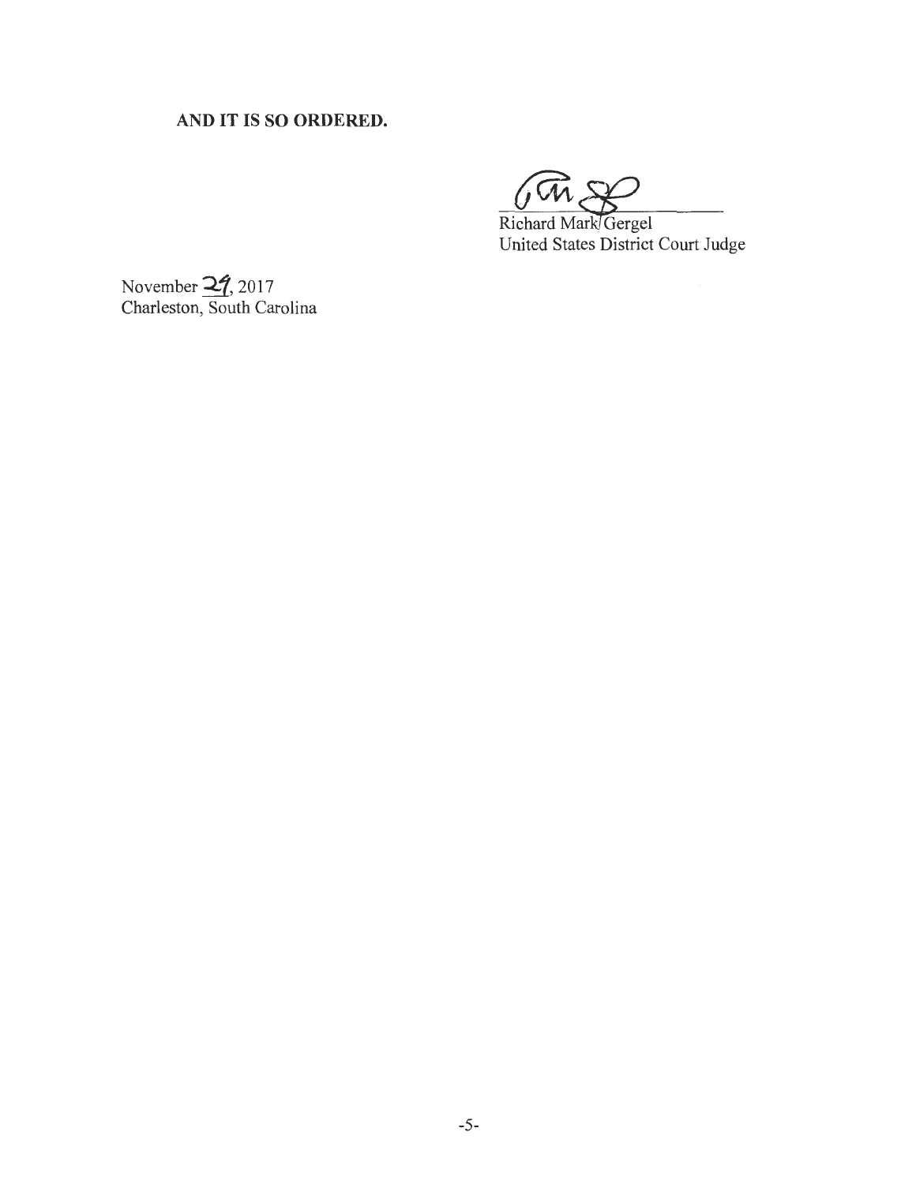**AND IT IS SO ORDERED.**

Richard Mark Gergel
United States District Court Judge

November 29, 2017
Charleston, South Carolina